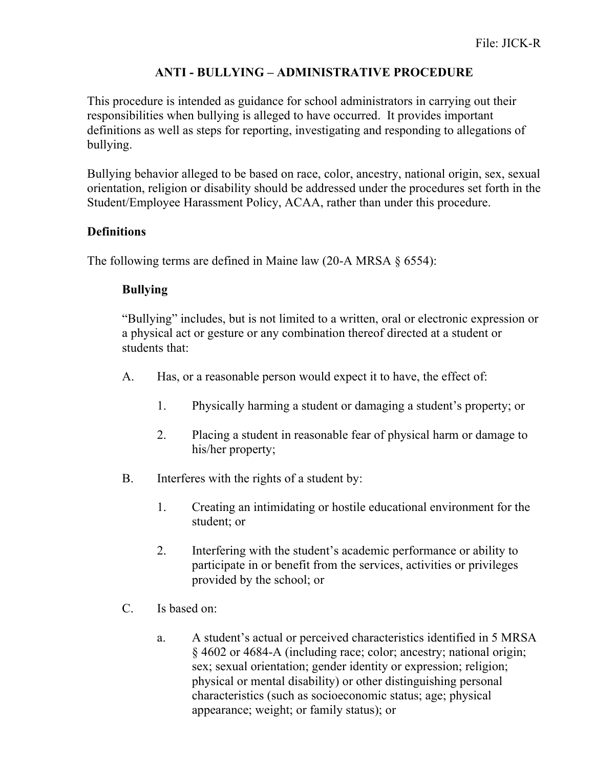File: JICK-R

# ANTI - BULLYING – ADMINISTRATIVE PROCEDURE

This procedure is intended as guidance for school administrators in carrying out their responsibilities when bullying is alleged to have occurred. It provides important definitions as well as steps for reporting, investigating and responding to allegations of bullying.

Bullying behavior alleged to be based on race, color, ancestry, national origin, sex, sexual orientation, religion or disability should be addressed under the procedures set forth in the Student/Employee Harassment Policy, ACAA, rather than under this procedure.

## Definitions

The following terms are defined in Maine law (20-A MRSA § 6554):

### Bullying

"Bullying" includes, but is not limited to a written, oral or electronic expression or a physical act or gesture or any combination thereof directed at a student or students that:

A. Has, or a reasonable person would expect it to have, the effect of:

1. Physically harming a student or damaging a student's property; or
2. Placing a student in reasonable fear of physical harm or damage to his/her property;

B. Interferes with the rights of a student by:

1. Creating an intimidating or hostile educational environment for the student; or
2. Interfering with the student's academic performance or ability to participate in or benefit from the services, activities or privileges provided by the school; or

C. Is based on:

a. A student's actual or perceived characteristics identified in 5 MRSA § 4602 or 4684-A (including race; color; ancestry; national origin; sex; sexual orientation; gender identity or expression; religion; physical or mental disability) or other distinguishing personal characteristics (such as socioeconomic status; age; physical appearance; weight; or family status); or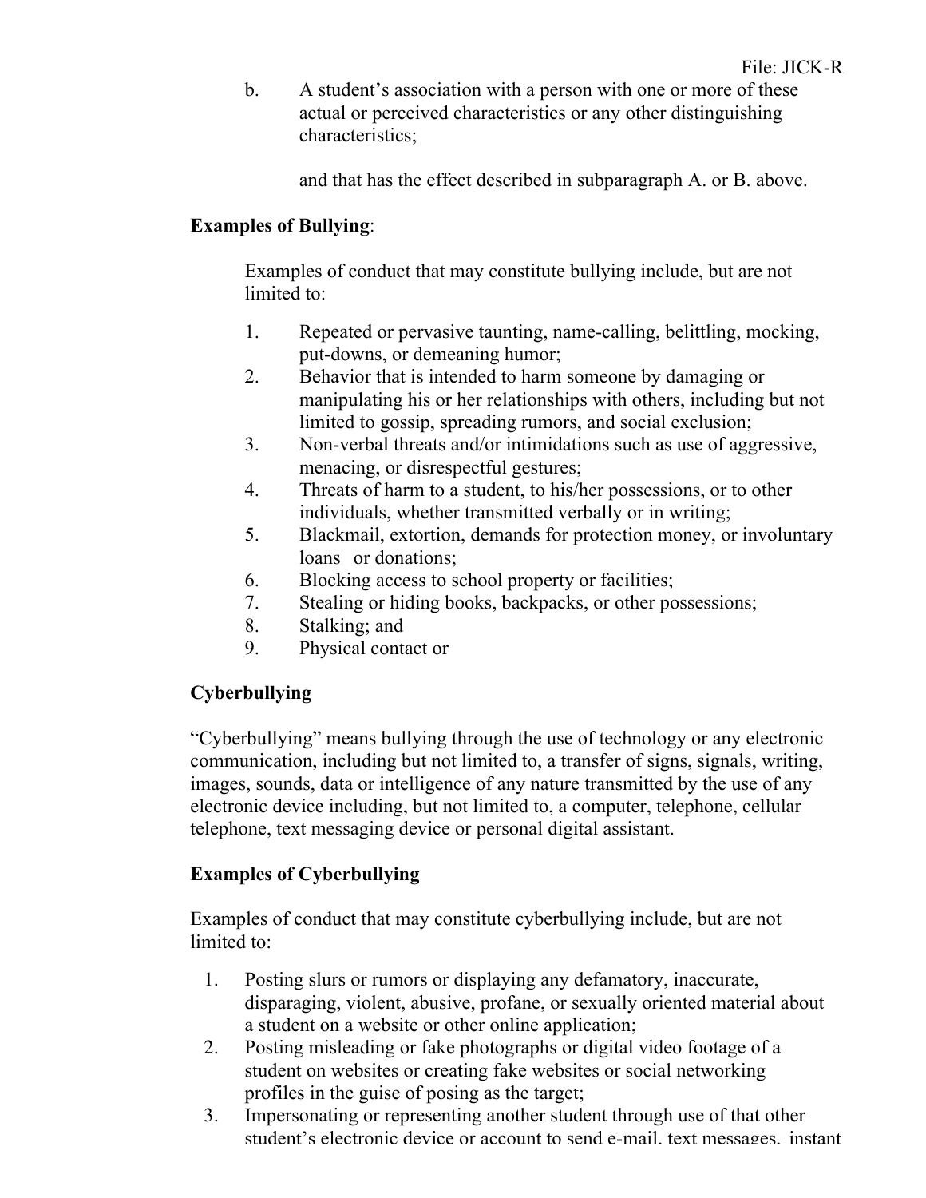b. A student's association with a person with one or more of these actual or perceived characteristics or any other distinguishing characteristics;

and that has the effect described in subparagraph A. or B. above.

**Examples of Bullying**:

Examples of conduct that may constitute bullying include, but are not limited to:

1. Repeated or pervasive taunting, name-calling, belittling, mocking, put-downs, or demeaning humor;
2. Behavior that is intended to harm someone by damaging or manipulating his or her relationships with others, including but not limited to gossip, spreading rumors, and social exclusion;
3. Non-verbal threats and/or intimidations such as use of aggressive, menacing, or disrespectful gestures;
4. Threats of harm to a student, to his/her possessions, or to other individuals, whether transmitted verbally or in writing;
5. Blackmail, extortion, demands for protection money, or involuntary loans or donations;
6. Blocking access to school property or facilities;
7. Stealing or hiding books, backpacks, or other possessions;
8. Stalking; and
9. Physical contact or

**Cyberbullying**

"Cyberbullying" means bullying through the use of technology or any electronic communication, including but not limited to, a transfer of signs, signals, writing, images, sounds, data or intelligence of any nature transmitted by the use of any electronic device including, but not limited to, a computer, telephone, cellular telephone, text messaging device or personal digital assistant.

**Examples of Cyberbullying**

Examples of conduct that may constitute cyberbullying include, but are not limited to:

1. Posting slurs or rumors or displaying any defamatory, inaccurate, disparaging, violent, abusive, profane, or sexually oriented material about a student on a website or other online application;
2. Posting misleading or fake photographs or digital video footage of a student on websites or creating fake websites or social networking profiles in the guise of posing as the target;
3. Impersonating or representing another student through use of that other student's electronic device or account to send e-mail, text messages, instant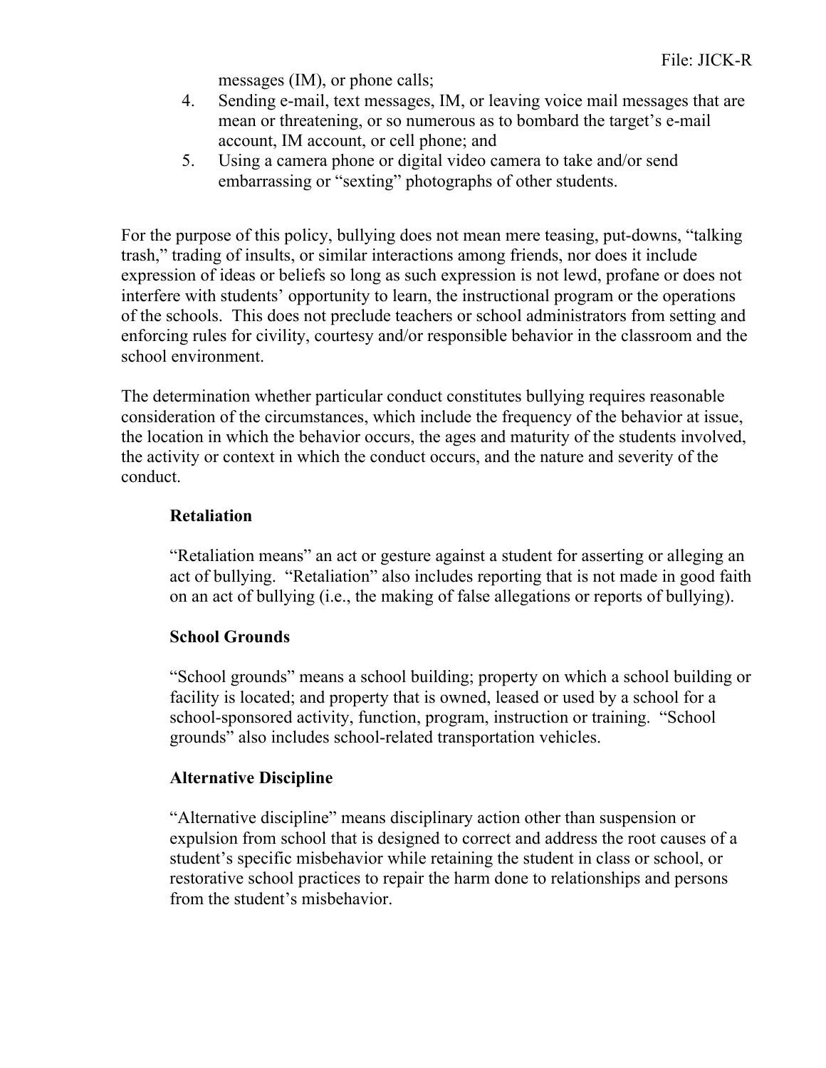messages (IM), or phone calls;

4. Sending e-mail, text messages, IM, or leaving voice mail messages that are mean or threatening, or so numerous as to bombard the target's e-mail account, IM account, or cell phone; and
5. Using a camera phone or digital video camera to take and/or send embarrassing or "sexting" photographs of other students.

For the purpose of this policy, bullying does not mean mere teasing, put-downs, "talking trash," trading of insults, or similar interactions among friends, nor does it include expression of ideas or beliefs so long as such expression is not lewd, profane or does not interfere with students' opportunity to learn, the instructional program or the operations of the schools. This does not preclude teachers or school administrators from setting and enforcing rules for civility, courtesy and/or responsible behavior in the classroom and the school environment.

The determination whether particular conduct constitutes bullying requires reasonable consideration of the circumstances, which include the frequency of the behavior at issue, the location in which the behavior occurs, the ages and maturity of the students involved, the activity or context in which the conduct occurs, and the nature and severity of the conduct.

**Retaliation**

"Retaliation means" an act or gesture against a student for asserting or alleging an act of bullying. "Retaliation" also includes reporting that is not made in good faith on an act of bullying (i.e., the making of false allegations or reports of bullying).

**School Grounds**

"School grounds" means a school building; property on which a school building or facility is located; and property that is owned, leased or used by a school for a school-sponsored activity, function, program, instruction or training. "School grounds" also includes school-related transportation vehicles.

**Alternative Discipline**

"Alternative discipline" means disciplinary action other than suspension or expulsion from school that is designed to correct and address the root causes of a student's specific misbehavior while retaining the student in class or school, or restorative school practices to repair the harm done to relationships and persons from the student's misbehavior.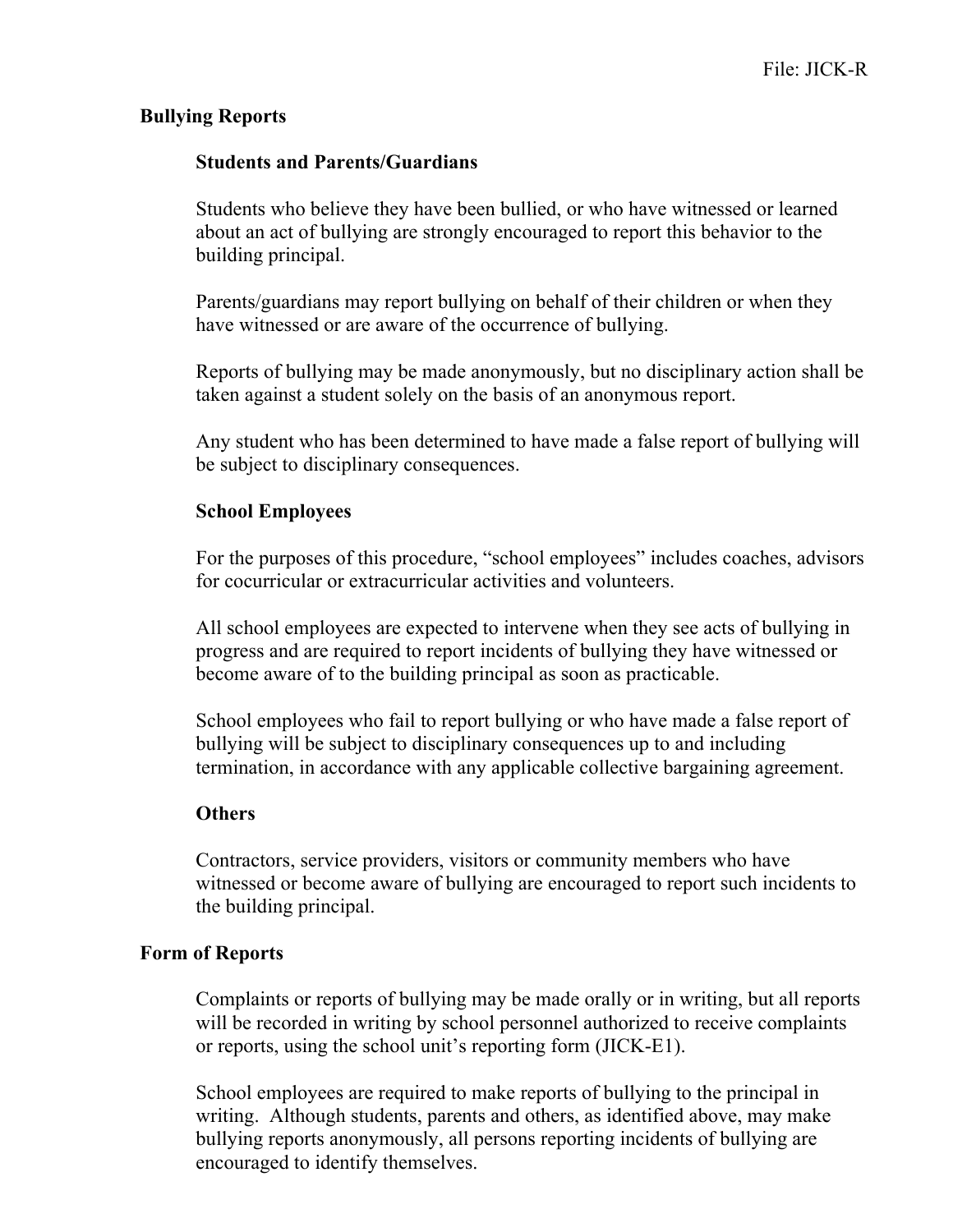## Bullying Reports

### Students and Parents/Guardians

Students who believe they have been bullied, or who have witnessed or learned about an act of bullying are strongly encouraged to report this behavior to the building principal.

Parents/guardians may report bullying on behalf of their children or when they have witnessed or are aware of the occurrence of bullying.

Reports of bullying may be made anonymously, but no disciplinary action shall be taken against a student solely on the basis of an anonymous report.

Any student who has been determined to have made a false report of bullying will be subject to disciplinary consequences.

### School Employees

For the purposes of this procedure, "school employees" includes coaches, advisors for cocurricular or extracurricular activities and volunteers.

All school employees are expected to intervene when they see acts of bullying in progress and are required to report incidents of bullying they have witnessed or become aware of to the building principal as soon as practicable.

School employees who fail to report bullying or who have made a false report of bullying will be subject to disciplinary consequences up to and including termination, in accordance with any applicable collective bargaining agreement.

### Others

Contractors, service providers, visitors or community members who have witnessed or become aware of bullying are encouraged to report such incidents to the building principal.

## Form of Reports

Complaints or reports of bullying may be made orally or in writing, but all reports will be recorded in writing by school personnel authorized to receive complaints or reports, using the school unit's reporting form (JICK-E1).

School employees are required to make reports of bullying to the principal in writing. Although students, parents and others, as identified above, may make bullying reports anonymously, all persons reporting incidents of bullying are encouraged to identify themselves.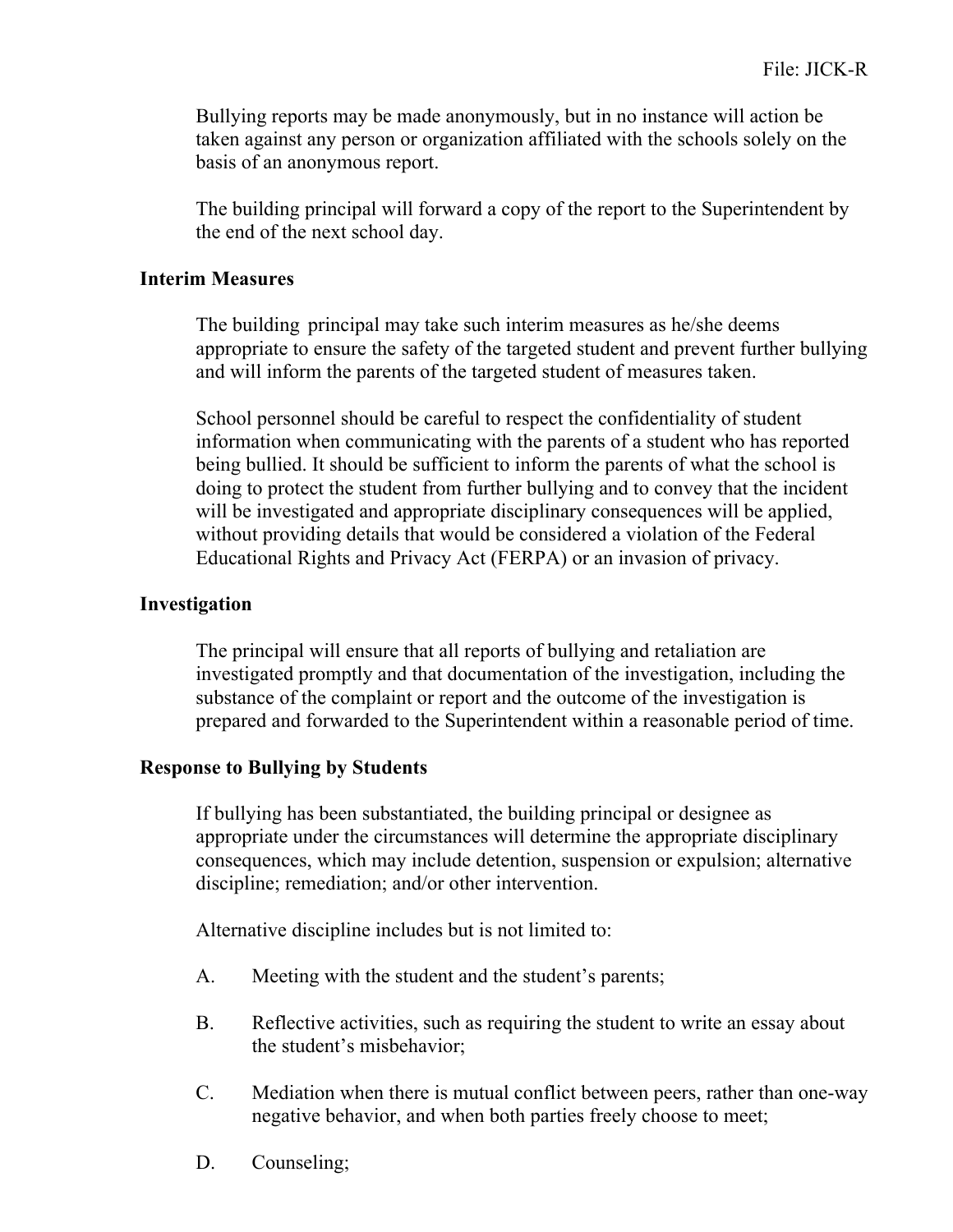Bullying reports may be made anonymously, but in no instance will action be taken against any person or organization affiliated with the schools solely on the basis of an anonymous report.

The building principal will forward a copy of the report to the Superintendent by the end of the next school day.

### Interim Measures

The building principal may take such interim measures as he/she deems appropriate to ensure the safety of the targeted student and prevent further bullying and will inform the parents of the targeted student of measures taken.

School personnel should be careful to respect the confidentiality of student information when communicating with the parents of a student who has reported being bullied. It should be sufficient to inform the parents of what the school is doing to protect the student from further bullying and to convey that the incident will be investigated and appropriate disciplinary consequences will be applied, without providing details that would be considered a violation of the Federal Educational Rights and Privacy Act (FERPA) or an invasion of privacy.

### Investigation

The principal will ensure that all reports of bullying and retaliation are investigated promptly and that documentation of the investigation, including the substance of the complaint or report and the outcome of the investigation is prepared and forwarded to the Superintendent within a reasonable period of time.

### Response to Bullying by Students

If bullying has been substantiated, the building principal or designee as appropriate under the circumstances will determine the appropriate disciplinary consequences, which may include detention, suspension or expulsion; alternative discipline; remediation; and/or other intervention.

Alternative discipline includes but is not limited to:

A. Meeting with the student and the student's parents;

B. Reflective activities, such as requiring the student to write an essay about the student's misbehavior;

C. Mediation when there is mutual conflict between peers, rather than one-way negative behavior, and when both parties freely choose to meet;

D. Counseling;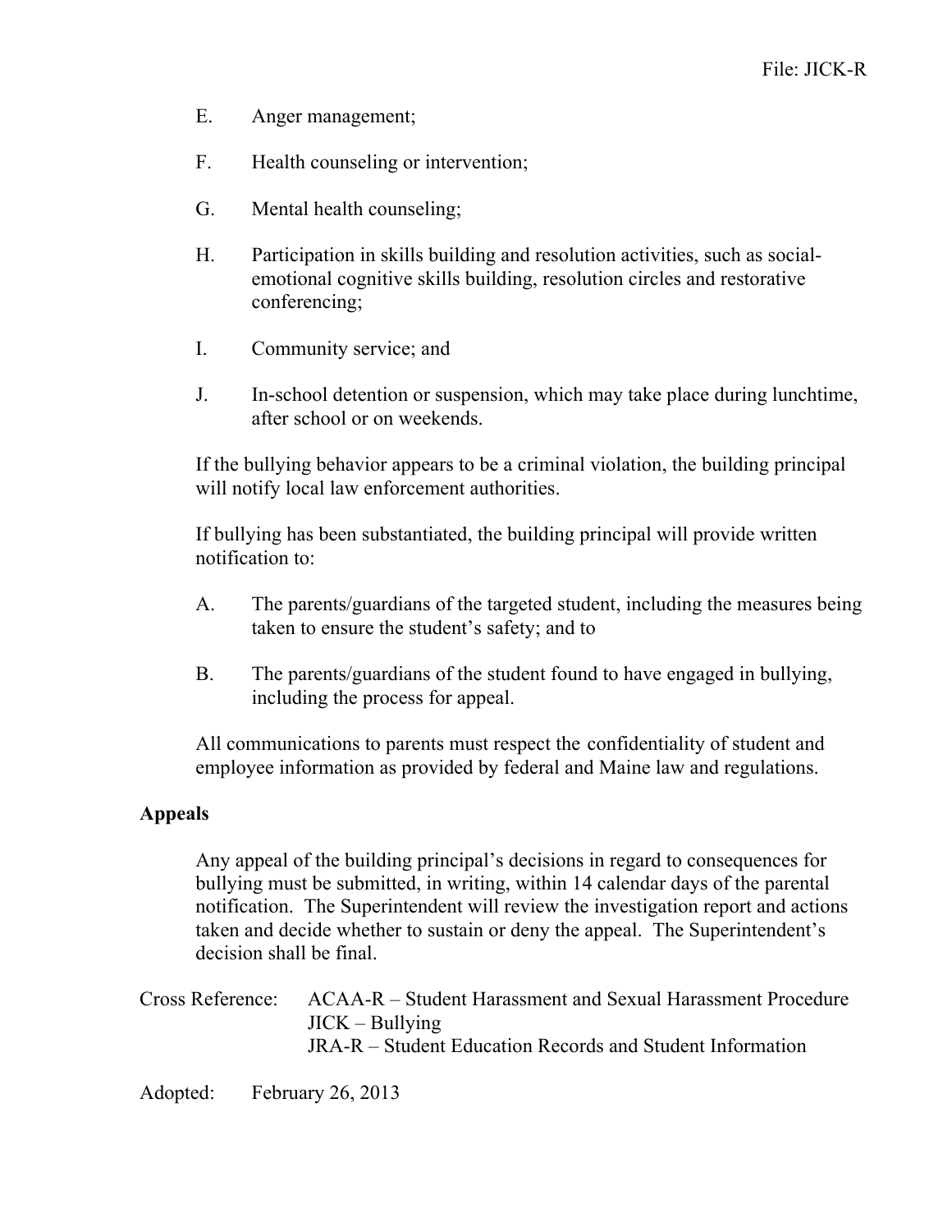E. Anger management;

F. Health counseling or intervention;

G. Mental health counseling;

H. Participation in skills building and resolution activities, such as social-emotional cognitive skills building, resolution circles and restorative conferencing;

I. Community service; and

J. In-school detention or suspension, which may take place during lunchtime, after school or on weekends.

If the bullying behavior appears to be a criminal violation, the building principal will notify local law enforcement authorities.

If bullying has been substantiated, the building principal will provide written notification to:

A. The parents/guardians of the targeted student, including the measures being taken to ensure the student's safety; and to

B. The parents/guardians of the student found to have engaged in bullying, including the process for appeal.

All communications to parents must respect the confidentiality of student and employee information as provided by federal and Maine law and regulations.

**Appeals**

Any appeal of the building principal's decisions in regard to consequences for bullying must be submitted, in writing, within 14 calendar days of the parental notification. The Superintendent will review the investigation report and actions taken and decide whether to sustain or deny the appeal. The Superintendent's decision shall be final.

Cross Reference: ACAA-R – Student Harassment and Sexual Harassment Procedure
JICK – Bullying
JRA-R – Student Education Records and Student Information

Adopted: February 26, 2013